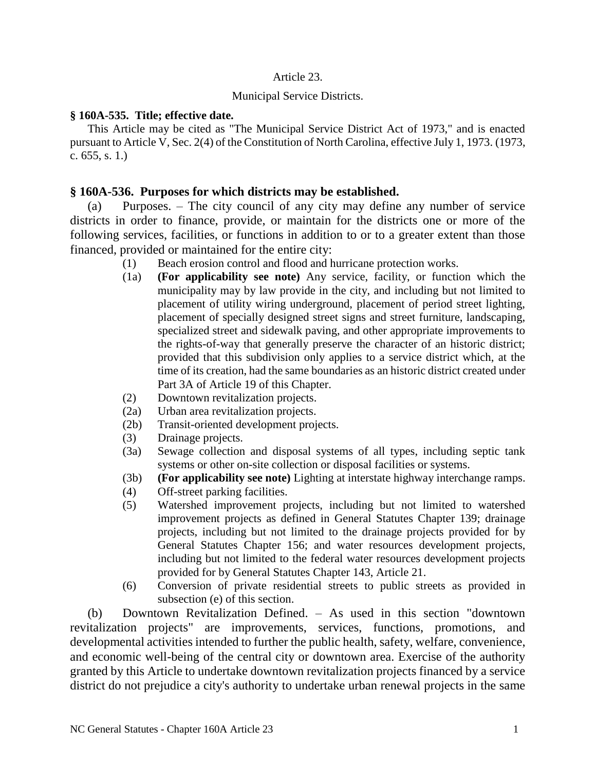Article 23.

Municipal Service Districts.

**§ 160A-535. Title; effective date.**

This Article may be cited as "The Municipal Service District Act of 1973," and is enacted pursuant to Article V, Sec. 2(4) of the Constitution of North Carolina, effective July 1, 1973. (1973, c. 655, s. 1.)

## § 160A-536. Purposes for which districts may be established.

(a) Purposes. – The city council of any city may define any number of service districts in order to finance, provide, or maintain for the districts one or more of the following services, facilities, or functions in addition to or to a greater extent than those financed, provided or maintained for the entire city:

- (1) Beach erosion control and flood and hurricane protection works.
- (1a) **(For applicability see note)** Any service, facility, or function which the municipality may by law provide in the city, and including but not limited to placement of utility wiring underground, placement of period street lighting, placement of specially designed street signs and street furniture, landscaping, specialized street and sidewalk paving, and other appropriate improvements to the rights-of-way that generally preserve the character of an historic district; provided that this subdivision only applies to a service district which, at the time of its creation, had the same boundaries as an historic district created under Part 3A of Article 19 of this Chapter.
- (2) Downtown revitalization projects.
- (2a) Urban area revitalization projects.
- (2b) Transit-oriented development projects.
- (3) Drainage projects.
- (3a) Sewage collection and disposal systems of all types, including septic tank systems or other on-site collection or disposal facilities or systems.
- (3b) **(For applicability see note)** Lighting at interstate highway interchange ramps.
- (4) Off-street parking facilities.
- (5) Watershed improvement projects, including but not limited to watershed improvement projects as defined in General Statutes Chapter 139; drainage projects, including but not limited to the drainage projects provided for by General Statutes Chapter 156; and water resources development projects, including but not limited to the federal water resources development projects provided for by General Statutes Chapter 143, Article 21.
- (6) Conversion of private residential streets to public streets as provided in subsection (e) of this section.

(b) Downtown Revitalization Defined. – As used in this section "downtown revitalization projects" are improvements, services, functions, promotions, and developmental activities intended to further the public health, safety, welfare, convenience, and economic well-being of the central city or downtown area. Exercise of the authority granted by this Article to undertake downtown revitalization projects financed by a service district do not prejudice a city's authority to undertake urban renewal projects in the same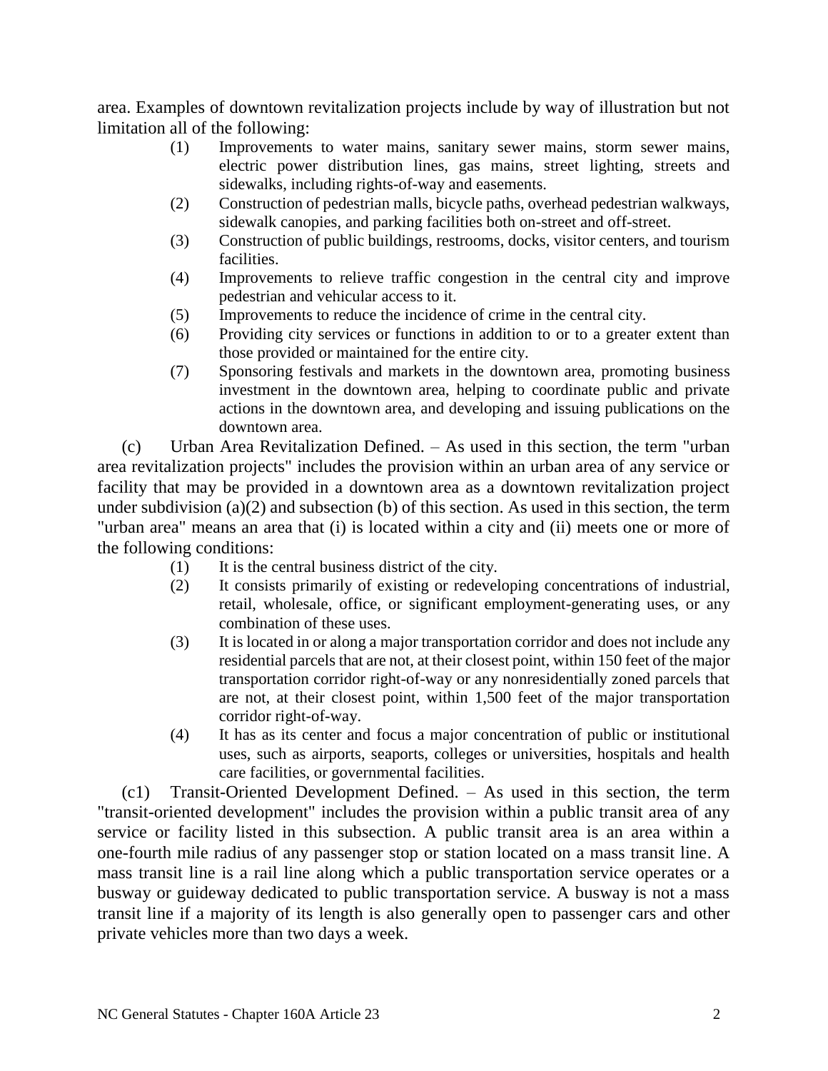area. Examples of downtown revitalization projects include by way of illustration but not limitation all of the following:

(1) Improvements to water mains, sanitary sewer mains, storm sewer mains, electric power distribution lines, gas mains, street lighting, streets and sidewalks, including rights-of-way and easements.
(2) Construction of pedestrian malls, bicycle paths, overhead pedestrian walkways, sidewalk canopies, and parking facilities both on-street and off-street.
(3) Construction of public buildings, restrooms, docks, visitor centers, and tourism facilities.
(4) Improvements to relieve traffic congestion in the central city and improve pedestrian and vehicular access to it.
(5) Improvements to reduce the incidence of crime in the central city.
(6) Providing city services or functions in addition to or to a greater extent than those provided or maintained for the entire city.
(7) Sponsoring festivals and markets in the downtown area, promoting business investment in the downtown area, helping to coordinate public and private actions in the downtown area, and developing and issuing publications on the downtown area.

(c) Urban Area Revitalization Defined. – As used in this section, the term "urban area revitalization projects" includes the provision within an urban area of any service or facility that may be provided in a downtown area as a downtown revitalization project under subdivision (a)(2) and subsection (b) of this section. As used in this section, the term "urban area" means an area that (i) is located within a city and (ii) meets one or more of the following conditions:

(1) It is the central business district of the city.
(2) It consists primarily of existing or redeveloping concentrations of industrial, retail, wholesale, office, or significant employment-generating uses, or any combination of these uses.
(3) It is located in or along a major transportation corridor and does not include any residential parcels that are not, at their closest point, within 150 feet of the major transportation corridor right-of-way or any nonresidentially zoned parcels that are not, at their closest point, within 1,500 feet of the major transportation corridor right-of-way.
(4) It has as its center and focus a major concentration of public or institutional uses, such as airports, seaports, colleges or universities, hospitals and health care facilities, or governmental facilities.

(c1) Transit-Oriented Development Defined. – As used in this section, the term "transit-oriented development" includes the provision within a public transit area of any service or facility listed in this subsection. A public transit area is an area within a one-fourth mile radius of any passenger stop or station located on a mass transit line. A mass transit line is a rail line along which a public transportation service operates or a busway or guideway dedicated to public transportation service. A busway is not a mass transit line if a majority of its length is also generally open to passenger cars and other private vehicles more than two days a week.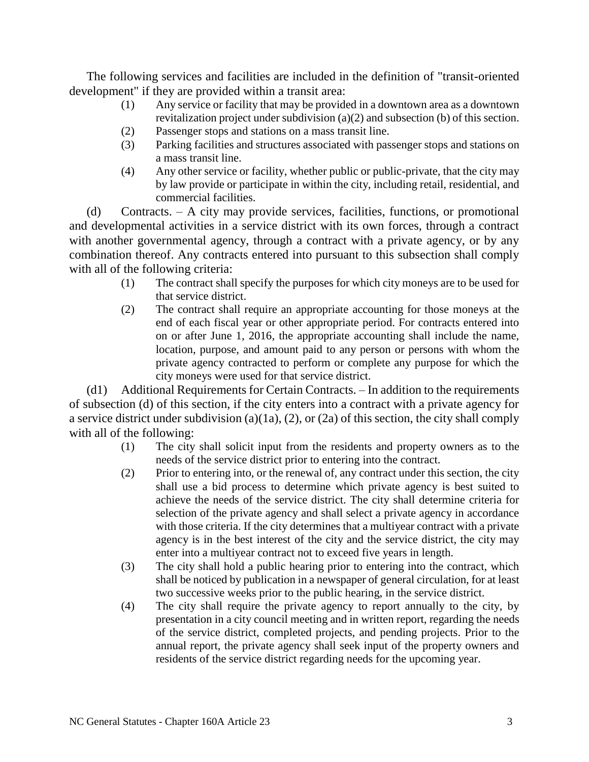The following services and facilities are included in the definition of "transit-oriented development" if they are provided within a transit area:

(1) Any service or facility that may be provided in a downtown area as a downtown revitalization project under subdivision (a)(2) and subsection (b) of this section.

(2) Passenger stops and stations on a mass transit line.

(3) Parking facilities and structures associated with passenger stops and stations on a mass transit line.

(4) Any other service or facility, whether public or public-private, that the city may by law provide or participate in within the city, including retail, residential, and commercial facilities.

(d) Contracts. – A city may provide services, facilities, functions, or promotional and developmental activities in a service district with its own forces, through a contract with another governmental agency, through a contract with a private agency, or by any combination thereof. Any contracts entered into pursuant to this subsection shall comply with all of the following criteria:

(1) The contract shall specify the purposes for which city moneys are to be used for that service district.

(2) The contract shall require an appropriate accounting for those moneys at the end of each fiscal year or other appropriate period. For contracts entered into on or after June 1, 2016, the appropriate accounting shall include the name, location, purpose, and amount paid to any person or persons with whom the private agency contracted to perform or complete any purpose for which the city moneys were used for that service district.

(d1) Additional Requirements for Certain Contracts. – In addition to the requirements of subsection (d) of this section, if the city enters into a contract with a private agency for a service district under subdivision (a)(1a), (2), or (2a) of this section, the city shall comply with all of the following:

(1) The city shall solicit input from the residents and property owners as to the needs of the service district prior to entering into the contract.

(2) Prior to entering into, or the renewal of, any contract under this section, the city shall use a bid process to determine which private agency is best suited to achieve the needs of the service district. The city shall determine criteria for selection of the private agency and shall select a private agency in accordance with those criteria. If the city determines that a multiyear contract with a private agency is in the best interest of the city and the service district, the city may enter into a multiyear contract not to exceed five years in length.

(3) The city shall hold a public hearing prior to entering into the contract, which shall be noticed by publication in a newspaper of general circulation, for at least two successive weeks prior to the public hearing, in the service district.

(4) The city shall require the private agency to report annually to the city, by presentation in a city council meeting and in written report, regarding the needs of the service district, completed projects, and pending projects. Prior to the annual report, the private agency shall seek input of the property owners and residents of the service district regarding needs for the upcoming year.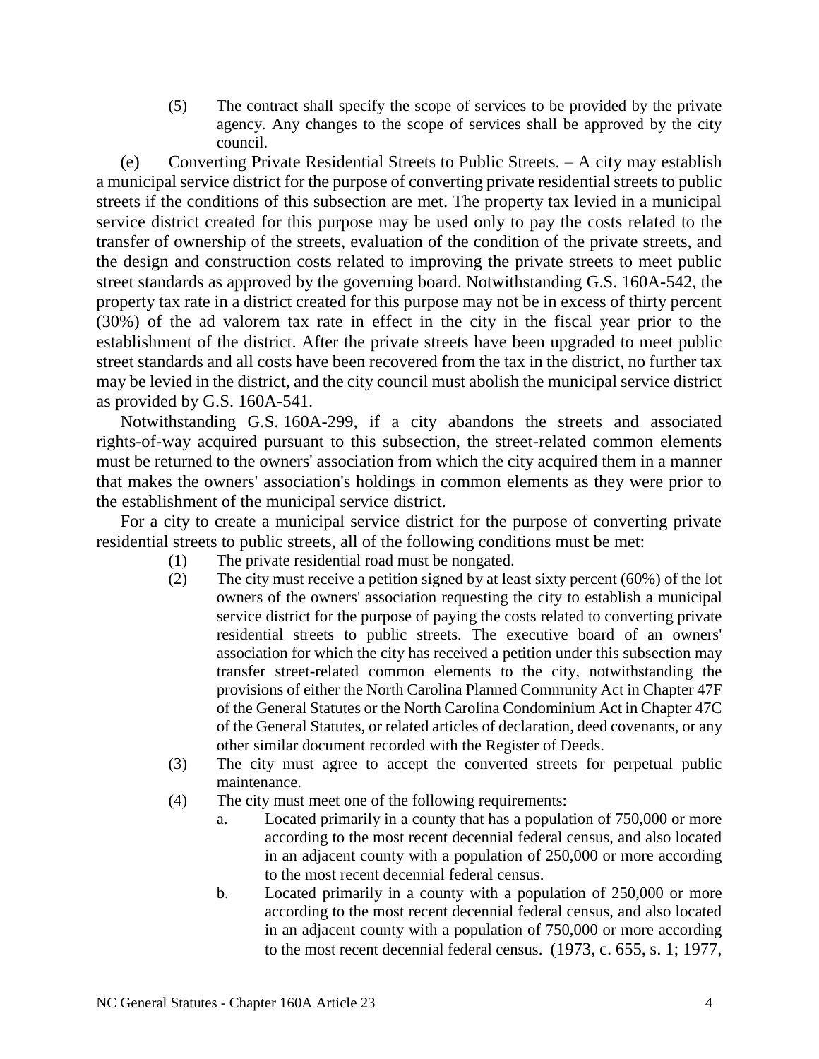(5) The contract shall specify the scope of services to be provided by the private agency. Any changes to the scope of services shall be approved by the city council.

(e) Converting Private Residential Streets to Public Streets. – A city may establish a municipal service district for the purpose of converting private residential streets to public streets if the conditions of this subsection are met. The property tax levied in a municipal service district created for this purpose may be used only to pay the costs related to the transfer of ownership of the streets, evaluation of the condition of the private streets, and the design and construction costs related to improving the private streets to meet public street standards as approved by the governing board. Notwithstanding G.S. 160A-542, the property tax rate in a district created for this purpose may not be in excess of thirty percent (30%) of the ad valorem tax rate in effect in the city in the fiscal year prior to the establishment of the district. After the private streets have been upgraded to meet public street standards and all costs have been recovered from the tax in the district, no further tax may be levied in the district, and the city council must abolish the municipal service district as provided by G.S. 160A-541.

Notwithstanding G.S. 160A-299, if a city abandons the streets and associated rights-of-way acquired pursuant to this subsection, the street-related common elements must be returned to the owners' association from which the city acquired them in a manner that makes the owners' association's holdings in common elements as they were prior to the establishment of the municipal service district.

For a city to create a municipal service district for the purpose of converting private residential streets to public streets, all of the following conditions must be met:

(1) The private residential road must be nongated.

(2) The city must receive a petition signed by at least sixty percent (60%) of the lot owners of the owners' association requesting the city to establish a municipal service district for the purpose of paying the costs related to converting private residential streets to public streets. The executive board of an owners' association for which the city has received a petition under this subsection may transfer street-related common elements to the city, notwithstanding the provisions of either the North Carolina Planned Community Act in Chapter 47F of the General Statutes or the North Carolina Condominium Act in Chapter 47C of the General Statutes, or related articles of declaration, deed covenants, or any other similar document recorded with the Register of Deeds.

(3) The city must agree to accept the converted streets for perpetual public maintenance.

(4) The city must meet one of the following requirements:

a. Located primarily in a county that has a population of 750,000 or more according to the most recent decennial federal census, and also located in an adjacent county with a population of 250,000 or more according to the most recent decennial federal census.

b. Located primarily in a county with a population of 250,000 or more according to the most recent decennial federal census, and also located in an adjacent county with a population of 750,000 or more according to the most recent decennial federal census. (1973, c. 655, s. 1; 1977,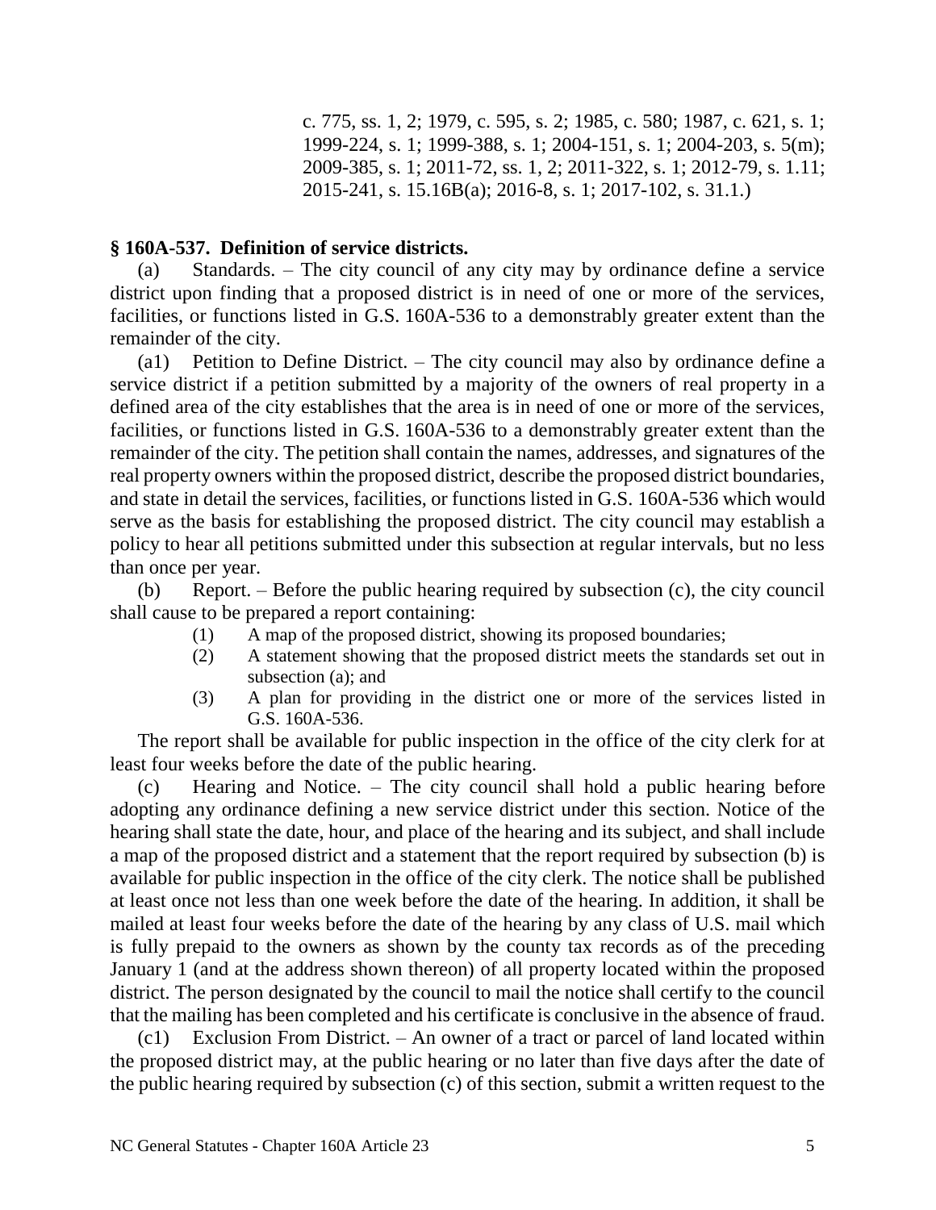c. 775, ss. 1, 2; 1979, c. 595, s. 2; 1985, c. 580; 1987, c. 621, s. 1; 1999-224, s. 1; 1999-388, s. 1; 2004-151, s. 1; 2004-203, s. 5(m); 2009-385, s. 1; 2011-72, ss. 1, 2; 2011-322, s. 1; 2012-79, s. 1.11; 2015-241, s. 15.16B(a); 2016-8, s. 1; 2017-102, s. 31.1.)

**§ 160A-537. Definition of service districts.**

(a) Standards. – The city council of any city may by ordinance define a service district upon finding that a proposed district is in need of one or more of the services, facilities, or functions listed in G.S. 160A-536 to a demonstrably greater extent than the remainder of the city.

(a1) Petition to Define District. – The city council may also by ordinance define a service district if a petition submitted by a majority of the owners of real property in a defined area of the city establishes that the area is in need of one or more of the services, facilities, or functions listed in G.S. 160A-536 to a demonstrably greater extent than the remainder of the city. The petition shall contain the names, addresses, and signatures of the real property owners within the proposed district, describe the proposed district boundaries, and state in detail the services, facilities, or functions listed in G.S. 160A-536 which would serve as the basis for establishing the proposed district. The city council may establish a policy to hear all petitions submitted under this subsection at regular intervals, but no less than once per year.

(b) Report. – Before the public hearing required by subsection (c), the city council shall cause to be prepared a report containing:

(1) A map of the proposed district, showing its proposed boundaries;
(2) A statement showing that the proposed district meets the standards set out in subsection (a); and
(3) A plan for providing in the district one or more of the services listed in G.S. 160A-536.

The report shall be available for public inspection in the office of the city clerk for at least four weeks before the date of the public hearing.

(c) Hearing and Notice. – The city council shall hold a public hearing before adopting any ordinance defining a new service district under this section. Notice of the hearing shall state the date, hour, and place of the hearing and its subject, and shall include a map of the proposed district and a statement that the report required by subsection (b) is available for public inspection in the office of the city clerk. The notice shall be published at least once not less than one week before the date of the hearing. In addition, it shall be mailed at least four weeks before the date of the hearing by any class of U.S. mail which is fully prepaid to the owners as shown by the county tax records as of the preceding January 1 (and at the address shown thereon) of all property located within the proposed district. The person designated by the council to mail the notice shall certify to the council that the mailing has been completed and his certificate is conclusive in the absence of fraud.

(c1) Exclusion From District. – An owner of a tract or parcel of land located within the proposed district may, at the public hearing or no later than five days after the date of the public hearing required by subsection (c) of this section, submit a written request to the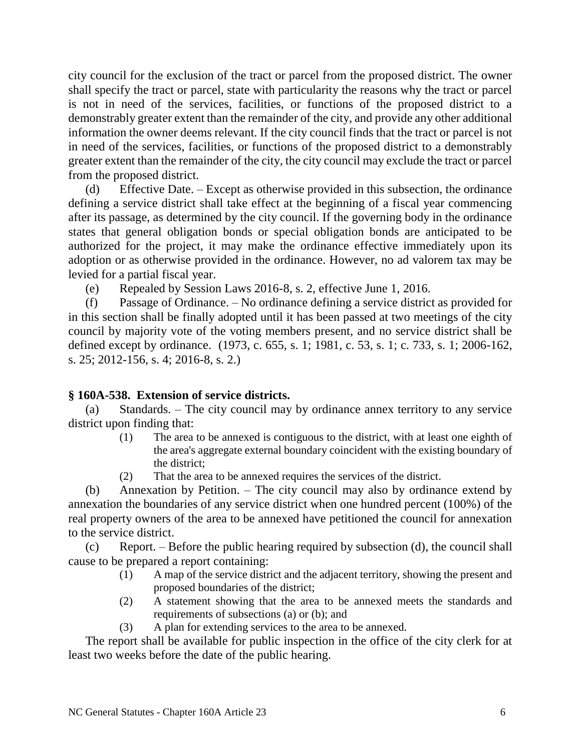city council for the exclusion of the tract or parcel from the proposed district. The owner shall specify the tract or parcel, state with particularity the reasons why the tract or parcel is not in need of the services, facilities, or functions of the proposed district to a demonstrably greater extent than the remainder of the city, and provide any other additional information the owner deems relevant. If the city council finds that the tract or parcel is not in need of the services, facilities, or functions of the proposed district to a demonstrably greater extent than the remainder of the city, the city council may exclude the tract or parcel from the proposed district.

(d) Effective Date. – Except as otherwise provided in this subsection, the ordinance defining a service district shall take effect at the beginning of a fiscal year commencing after its passage, as determined by the city council. If the governing body in the ordinance states that general obligation bonds or special obligation bonds are anticipated to be authorized for the project, it may make the ordinance effective immediately upon its adoption or as otherwise provided in the ordinance. However, no ad valorem tax may be levied for a partial fiscal year.

(e) Repealed by Session Laws 2016-8, s. 2, effective June 1, 2016.

(f) Passage of Ordinance. – No ordinance defining a service district as provided for in this section shall be finally adopted until it has been passed at two meetings of the city council by majority vote of the voting members present, and no service district shall be defined except by ordinance. (1973, c. 655, s. 1; 1981, c. 53, s. 1; c. 733, s. 1; 2006-162, s. 25; 2012-156, s. 4; 2016-8, s. 2.)

### § 160A-538. Extension of service districts.

(a) Standards. – The city council may by ordinance annex territory to any service district upon finding that:

(1) The area to be annexed is contiguous to the district, with at least one eighth of the area's aggregate external boundary coincident with the existing boundary of the district;

(2) That the area to be annexed requires the services of the district.

(b) Annexation by Petition. – The city council may also by ordinance extend by annexation the boundaries of any service district when one hundred percent (100%) of the real property owners of the area to be annexed have petitioned the council for annexation to the service district.

(c) Report. – Before the public hearing required by subsection (d), the council shall cause to be prepared a report containing:

(1) A map of the service district and the adjacent territory, showing the present and proposed boundaries of the district;

(2) A statement showing that the area to be annexed meets the standards and requirements of subsections (a) or (b); and

(3) A plan for extending services to the area to be annexed.

The report shall be available for public inspection in the office of the city clerk for at least two weeks before the date of the public hearing.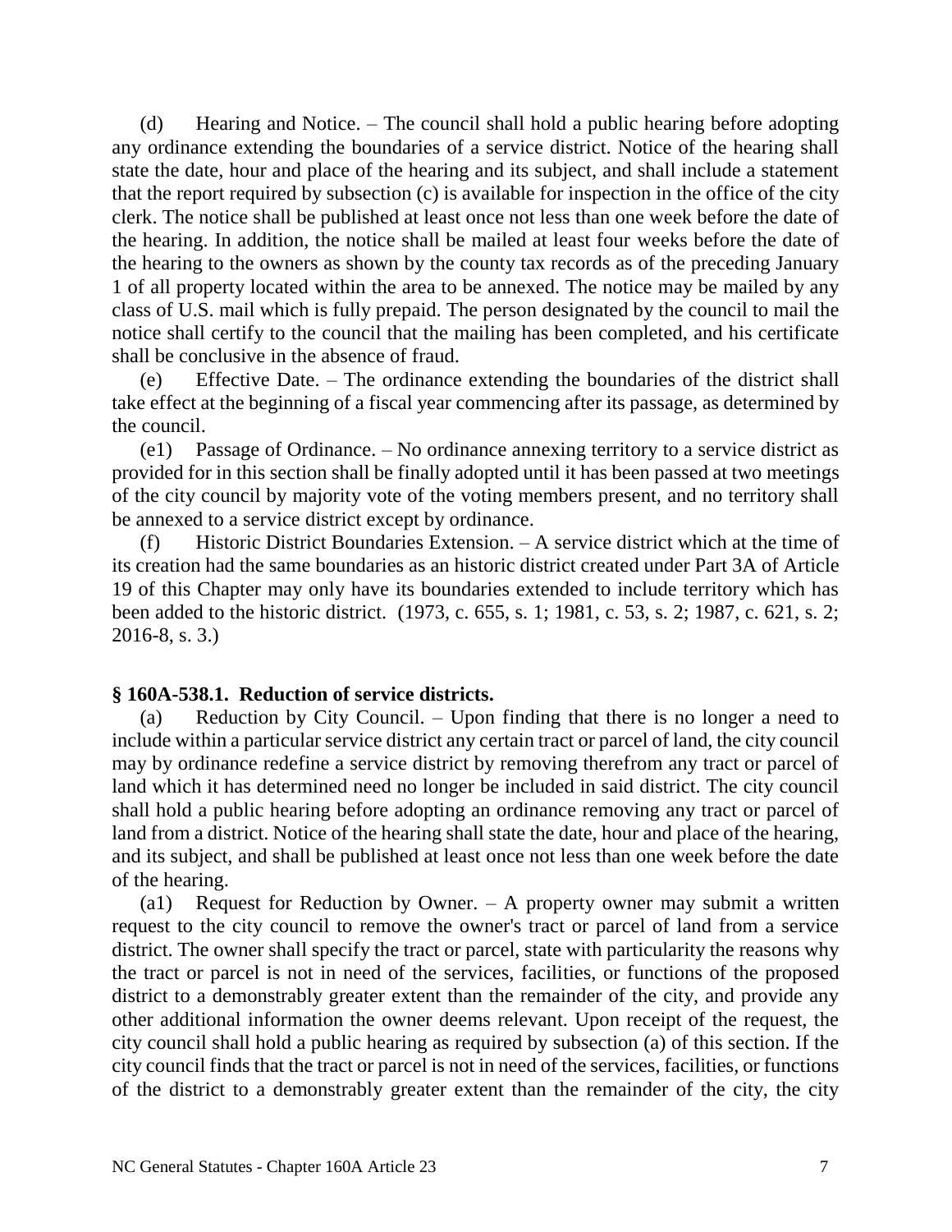(d) Hearing and Notice. – The council shall hold a public hearing before adopting any ordinance extending the boundaries of a service district. Notice of the hearing shall state the date, hour and place of the hearing and its subject, and shall include a statement that the report required by subsection (c) is available for inspection in the office of the city clerk. The notice shall be published at least once not less than one week before the date of the hearing. In addition, the notice shall be mailed at least four weeks before the date of the hearing to the owners as shown by the county tax records as of the preceding January 1 of all property located within the area to be annexed. The notice may be mailed by any class of U.S. mail which is fully prepaid. The person designated by the council to mail the notice shall certify to the council that the mailing has been completed, and his certificate shall be conclusive in the absence of fraud.

(e) Effective Date. – The ordinance extending the boundaries of the district shall take effect at the beginning of a fiscal year commencing after its passage, as determined by the council.

(e1) Passage of Ordinance. – No ordinance annexing territory to a service district as provided for in this section shall be finally adopted until it has been passed at two meetings of the city council by majority vote of the voting members present, and no territory shall be annexed to a service district except by ordinance.

(f) Historic District Boundaries Extension. – A service district which at the time of its creation had the same boundaries as an historic district created under Part 3A of Article 19 of this Chapter may only have its boundaries extended to include territory which has been added to the historic district. (1973, c. 655, s. 1; 1981, c. 53, s. 2; 1987, c. 621, s. 2; 2016-8, s. 3.)

### § 160A-538.1. Reduction of service districts.

(a) Reduction by City Council. – Upon finding that there is no longer a need to include within a particular service district any certain tract or parcel of land, the city council may by ordinance redefine a service district by removing therefrom any tract or parcel of land which it has determined need no longer be included in said district. The city council shall hold a public hearing before adopting an ordinance removing any tract or parcel of land from a district. Notice of the hearing shall state the date, hour and place of the hearing, and its subject, and shall be published at least once not less than one week before the date of the hearing.

(a1) Request for Reduction by Owner. – A property owner may submit a written request to the city council to remove the owner's tract or parcel of land from a service district. The owner shall specify the tract or parcel, state with particularity the reasons why the tract or parcel is not in need of the services, facilities, or functions of the proposed district to a demonstrably greater extent than the remainder of the city, and provide any other additional information the owner deems relevant. Upon receipt of the request, the city council shall hold a public hearing as required by subsection (a) of this section. If the city council finds that the tract or parcel is not in need of the services, facilities, or functions of the district to a demonstrably greater extent than the remainder of the city, the city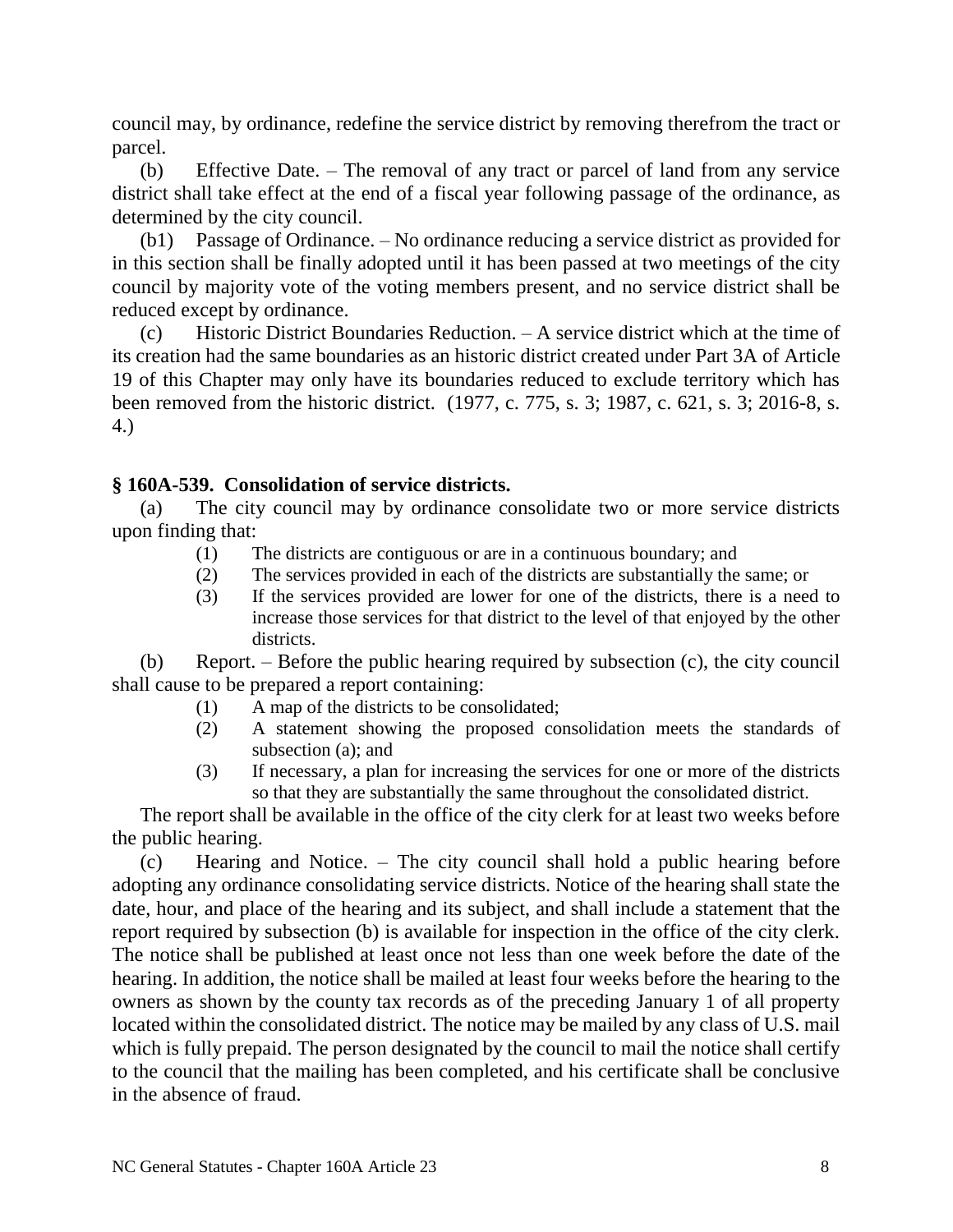council may, by ordinance, redefine the service district by removing therefrom the tract or parcel.

(b) Effective Date. – The removal of any tract or parcel of land from any service district shall take effect at the end of a fiscal year following passage of the ordinance, as determined by the city council.

(b1) Passage of Ordinance. – No ordinance reducing a service district as provided for in this section shall be finally adopted until it has been passed at two meetings of the city council by majority vote of the voting members present, and no service district shall be reduced except by ordinance.

(c) Historic District Boundaries Reduction. – A service district which at the time of its creation had the same boundaries as an historic district created under Part 3A of Article 19 of this Chapter may only have its boundaries reduced to exclude territory which has been removed from the historic district. (1977, c. 775, s. 3; 1987, c. 621, s. 3; 2016-8, s. 4.)

### § 160A-539. Consolidation of service districts.

(a) The city council may by ordinance consolidate two or more service districts upon finding that:

(1) The districts are contiguous or are in a continuous boundary; and

(2) The services provided in each of the districts are substantially the same; or

(3) If the services provided are lower for one of the districts, there is a need to increase those services for that district to the level of that enjoyed by the other districts.

(b) Report. – Before the public hearing required by subsection (c), the city council shall cause to be prepared a report containing:

(1) A map of the districts to be consolidated;

(2) A statement showing the proposed consolidation meets the standards of subsection (a); and

(3) If necessary, a plan for increasing the services for one or more of the districts so that they are substantially the same throughout the consolidated district.

The report shall be available in the office of the city clerk for at least two weeks before the public hearing.

(c) Hearing and Notice. – The city council shall hold a public hearing before adopting any ordinance consolidating service districts. Notice of the hearing shall state the date, hour, and place of the hearing and its subject, and shall include a statement that the report required by subsection (b) is available for inspection in the office of the city clerk. The notice shall be published at least once not less than one week before the date of the hearing. In addition, the notice shall be mailed at least four weeks before the hearing to the owners as shown by the county tax records as of the preceding January 1 of all property located within the consolidated district. The notice may be mailed by any class of U.S. mail which is fully prepaid. The person designated by the council to mail the notice shall certify to the council that the mailing has been completed, and his certificate shall be conclusive in the absence of fraud.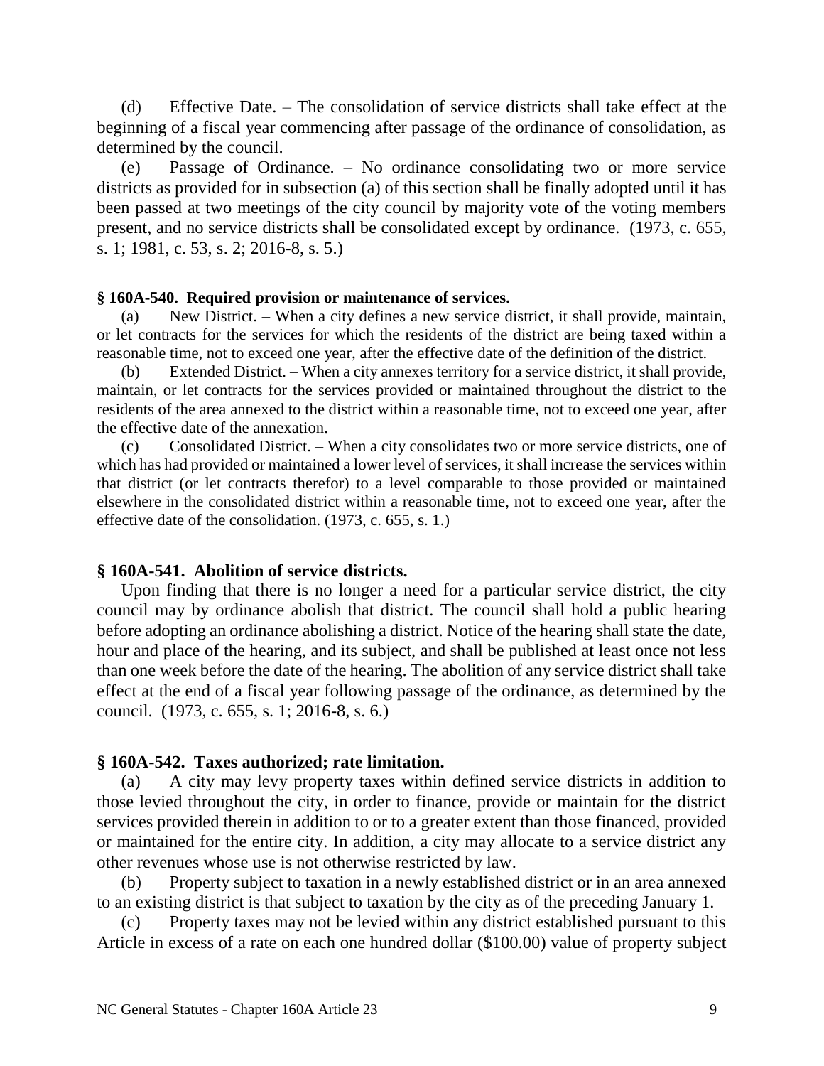(d) Effective Date. – The consolidation of service districts shall take effect at the beginning of a fiscal year commencing after passage of the ordinance of consolidation, as determined by the council.

(e) Passage of Ordinance. – No ordinance consolidating two or more service districts as provided for in subsection (a) of this section shall be finally adopted until it has been passed at two meetings of the city council by majority vote of the voting members present, and no service districts shall be consolidated except by ordinance. (1973, c. 655, s. 1; 1981, c. 53, s. 2; 2016-8, s. 5.)

### § 160A-540. Required provision or maintenance of services.

(a) New District. – When a city defines a new service district, it shall provide, maintain, or let contracts for the services for which the residents of the district are being taxed within a reasonable time, not to exceed one year, after the effective date of the definition of the district.

(b) Extended District. – When a city annexes territory for a service district, it shall provide, maintain, or let contracts for the services provided or maintained throughout the district to the residents of the area annexed to the district within a reasonable time, not to exceed one year, after the effective date of the annexation.

(c) Consolidated District. – When a city consolidates two or more service districts, one of which has had provided or maintained a lower level of services, it shall increase the services within that district (or let contracts therefor) to a level comparable to those provided or maintained elsewhere in the consolidated district within a reasonable time, not to exceed one year, after the effective date of the consolidation. (1973, c. 655, s. 1.)

### § 160A-541. Abolition of service districts.

Upon finding that there is no longer a need for a particular service district, the city council may by ordinance abolish that district. The council shall hold a public hearing before adopting an ordinance abolishing a district. Notice of the hearing shall state the date, hour and place of the hearing, and its subject, and shall be published at least once not less than one week before the date of the hearing. The abolition of any service district shall take effect at the end of a fiscal year following passage of the ordinance, as determined by the council. (1973, c. 655, s. 1; 2016-8, s. 6.)

### § 160A-542. Taxes authorized; rate limitation.

(a) A city may levy property taxes within defined service districts in addition to those levied throughout the city, in order to finance, provide or maintain for the district services provided therein in addition to or to a greater extent than those financed, provided or maintained for the entire city. In addition, a city may allocate to a service district any other revenues whose use is not otherwise restricted by law.

(b) Property subject to taxation in a newly established district or in an area annexed to an existing district is that subject to taxation by the city as of the preceding January 1.

(c) Property taxes may not be levied within any district established pursuant to this Article in excess of a rate on each one hundred dollar ($100.00) value of property subject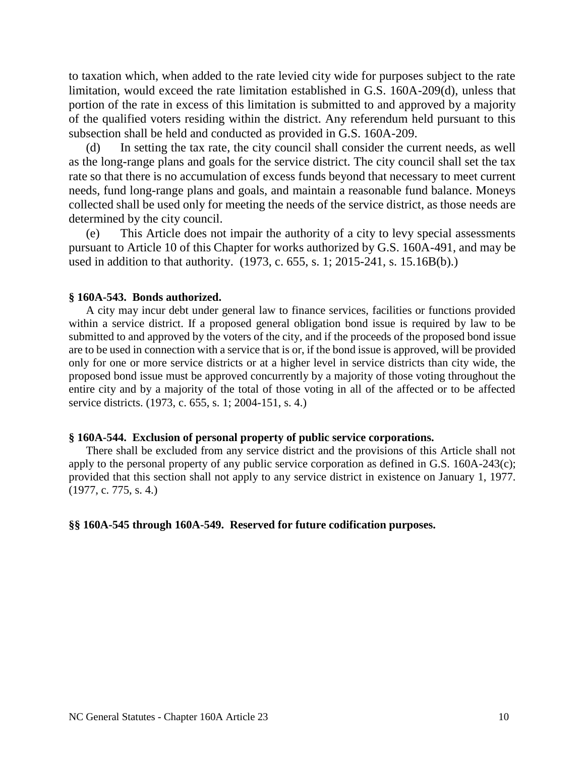to taxation which, when added to the rate levied city wide for purposes subject to the rate limitation, would exceed the rate limitation established in G.S. 160A-209(d), unless that portion of the rate in excess of this limitation is submitted to and approved by a majority of the qualified voters residing within the district. Any referendum held pursuant to this subsection shall be held and conducted as provided in G.S. 160A-209.

(d) In setting the tax rate, the city council shall consider the current needs, as well as the long-range plans and goals for the service district. The city council shall set the tax rate so that there is no accumulation of excess funds beyond that necessary to meet current needs, fund long-range plans and goals, and maintain a reasonable fund balance. Moneys collected shall be used only for meeting the needs of the service district, as those needs are determined by the city council.

(e) This Article does not impair the authority of a city to levy special assessments pursuant to Article 10 of this Chapter for works authorized by G.S. 160A-491, and may be used in addition to that authority. (1973, c. 655, s. 1; 2015-241, s. 15.16B(b).)

**§ 160A-543. Bonds authorized.**

A city may incur debt under general law to finance services, facilities or functions provided within a service district. If a proposed general obligation bond issue is required by law to be submitted to and approved by the voters of the city, and if the proceeds of the proposed bond issue are to be used in connection with a service that is or, if the bond issue is approved, will be provided only for one or more service districts or at a higher level in service districts than city wide, the proposed bond issue must be approved concurrently by a majority of those voting throughout the entire city and by a majority of the total of those voting in all of the affected or to be affected service districts. (1973, c. 655, s. 1; 2004-151, s. 4.)

**§ 160A-544. Exclusion of personal property of public service corporations.**

There shall be excluded from any service district and the provisions of this Article shall not apply to the personal property of any public service corporation as defined in G.S. 160A-243(c); provided that this section shall not apply to any service district in existence on January 1, 1977. (1977, c. 775, s. 4.)

**§§ 160A-545 through 160A-549. Reserved for future codification purposes.**